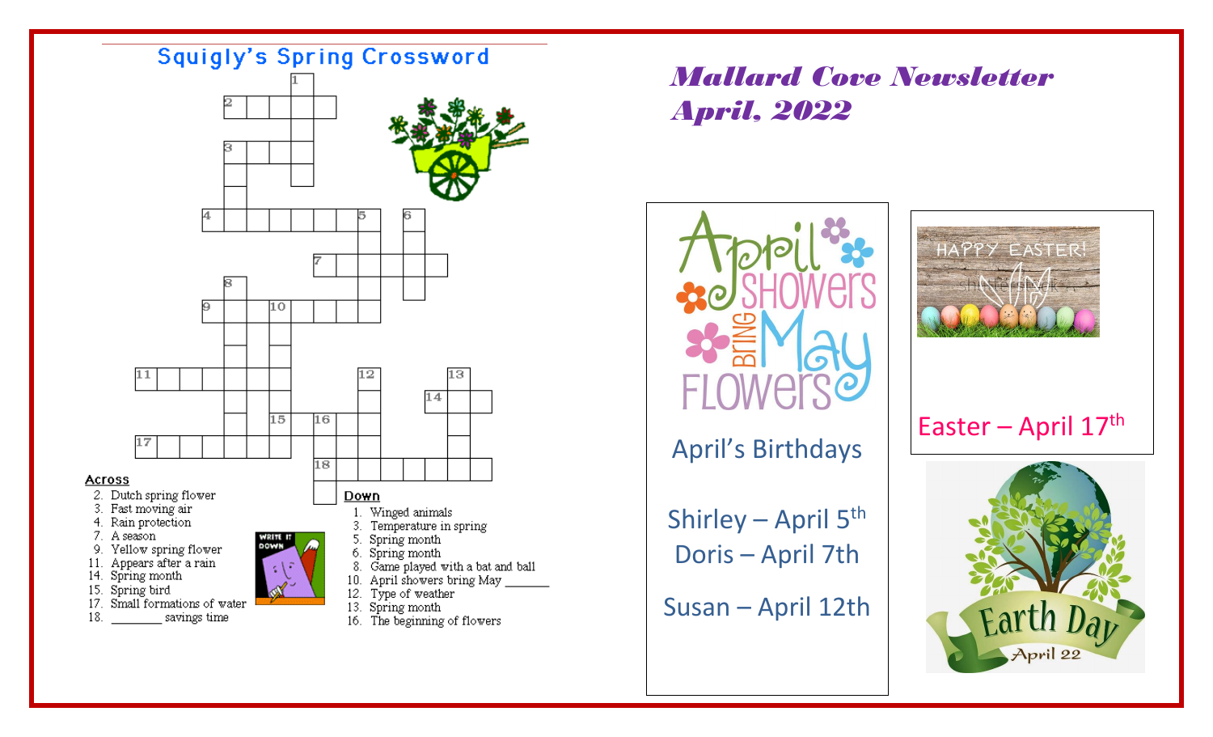# Mallard Cove Newsletter
# April, 2022

## Squigly's Spring Crossword

**Across**

2. Dutch spring flower
3. Fast moving air
4. Rain protection
7. A season
9. Yellow spring flower
11. Appears after a rain
14. Spring month
15. Spring bird
17. Small formations of water
18. ________ savings time

**Down**

1. Winged animals
3. Temperature in spring
5. Spring month
6. Spring month
8. Game played with a bat and ball
10. April showers bring May ______
12. Type of weather
13. Spring month
16. The beginning of flowers

April Showers Bring May Flowers

### April's Birthdays

Shirley – April 5th
Doris – April 7th
Susan – April 12th

HAPPY EASTER!

Easter – April 17th

Earth Day
April 22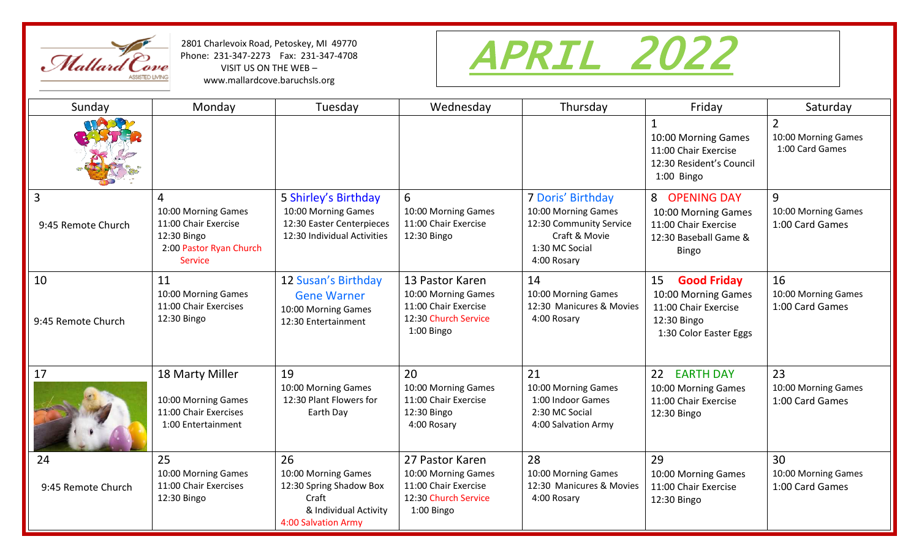2801 Charlevoix Road, Petoskey, MI 49770
Phone: 231-347-2273 Fax: 231-347-4708
VISIT US ON THE WEB –
www.mallardcove.baruchsls.org

# APRIL 2022

| Sunday | Monday | Tuesday | Wednesday | Thursday | Friday | Saturday |
|---|---|---|---|---|---|---|
| | | | | | 1<br>10:00 Morning Games<br>11:00 Chair Exercise<br>12:30 Resident's Council<br>1:00 Bingo | 2<br>10:00 Morning Games<br>1:00 Card Games |
| 3<br>9:45 Remote Church | 4<br>10:00 Morning Games<br>11:00 Chair Exercise<br>12:30 Bingo<br>2:00 Pastor Ryan Church Service | 5 Shirley's Birthday<br>10:00 Morning Games<br>12:30 Easter Centerpieces<br>12:30 Individual Activities | 6<br>10:00 Morning Games<br>11:00 Chair Exercise<br>12:30 Bingo | 7 Doris' Birthday<br>10:00 Morning Games<br>12:30 Community Service Craft & Movie<br>1:30 MC Social<br>4:00 Rosary | 8 OPENING DAY<br>10:00 Morning Games<br>11:00 Chair Exercise<br>12:30 Baseball Game & Bingo | 9<br>10:00 Morning Games<br>1:00 Card Games |
| 10<br>9:45 Remote Church | 11<br>10:00 Morning Games<br>11:00 Chair Exercises<br>12:30 Bingo | 12 Susan's Birthday<br>Gene Warner<br>10:00 Morning Games<br>12:30 Entertainment | 13 Pastor Karen<br>10:00 Morning Games<br>11:00 Chair Exercise<br>12:30 Church Service<br>1:00 Bingo | 14<br>10:00 Morning Games<br>12:30 Manicures & Movies<br>4:00 Rosary | 15 **Good Friday**<br>10:00 Morning Games<br>11:00 Chair Exercise<br>12:30 Bingo<br>1:30 Color Easter Eggs | 16<br>10:00 Morning Games<br>1:00 Card Games |
| 17 | 18 Marty Miller<br>10:00 Morning Games<br>11:00 Chair Exercises<br>1:00 Entertainment | 19<br>10:00 Morning Games<br>12:30 Plant Flowers for Earth Day | 20<br>10:00 Morning Games<br>11:00 Chair Exercise<br>12:30 Bingo<br>4:00 Rosary | 21<br>10:00 Morning Games<br>1:00 Indoor Games<br>2:30 MC Social<br>4:00 Salvation Army | 22 EARTH DAY<br>10:00 Morning Games<br>11:00 Chair Exercise<br>12:30 Bingo | 23<br>10:00 Morning Games<br>1:00 Card Games |
| 24<br>9:45 Remote Church | 25<br>10:00 Morning Games<br>11:00 Chair Exercises<br>12:30 Bingo | 26<br>10:00 Morning Games<br>12:30 Spring Shadow Box Craft<br>& Individual Activity<br>4:00 Salvation Army | 27 Pastor Karen<br>10:00 Morning Games<br>11:00 Chair Exercise<br>12:30 Church Service<br>1:00 Bingo | 28<br>10:00 Morning Games<br>12:30 Manicures & Movies<br>4:00 Rosary | 29<br>10:00 Morning Games<br>11:00 Chair Exercise<br>12:30 Bingo | 30<br>10:00 Morning Games<br>1:00 Card Games |